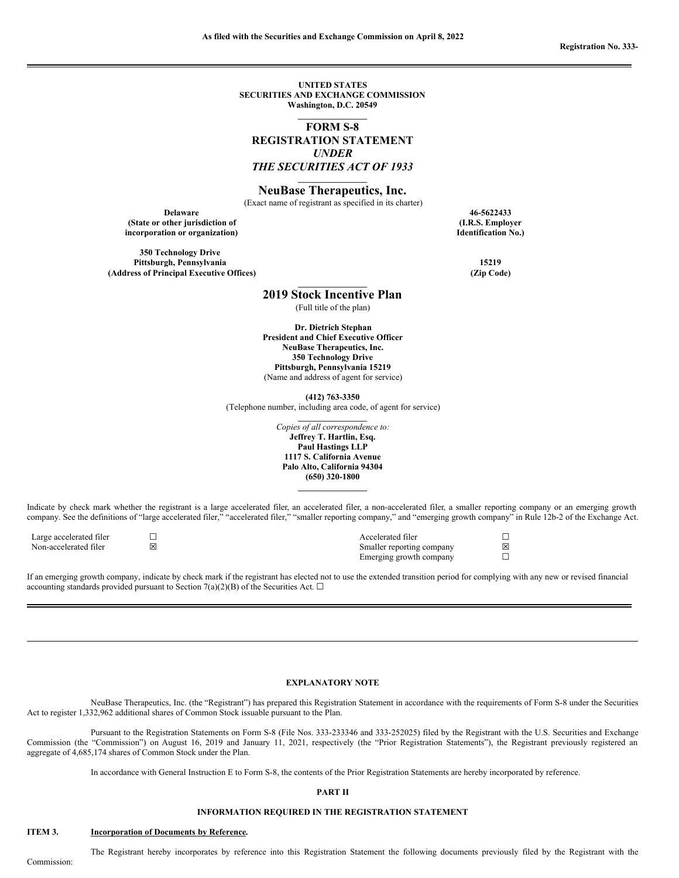As filed with the Securities and Exchange Commission on April 8, 2022

Registration No. 333-

---

**UNITED STATES**
**SECURITIES AND EXCHANGE COMMISSION**
**Washington, D.C. 20549**

# FORM S-8
## REGISTRATION STATEMENT
## *UNDER*
## *THE SECURITIES ACT OF 1933*

# NeuBase Therapeutics, Inc.

(Exact name of registrant as specified in its charter)

| **Delaware** | **46-5622433** |
|---|---|
| **(State or other jurisdiction of incorporation or organization)** | **(I.R.S. Employer Identification No.)** |

| **350 Technology Drive Pittsburgh, Pennsylvania** | **15219** |
|---|---|
| **(Address of Principal Executive Offices)** | **(Zip Code)** |

## 2019 Stock Incentive Plan

(Full title of the plan)

**Dr. Dietrich Stephan**
**President and Chief Executive Officer**
**NeuBase Therapeutics, Inc.**
**350 Technology Drive**
**Pittsburgh, Pennsylvania 15219**
(Name and address of agent for service)

**(412) 763-3350**
(Telephone number, including area code, of agent for service)

*Copies of all correspondence to:*
**Jeffrey T. Hartlin, Esq.**
**Paul Hastings LLP**
**1117 S. California Avenue**
**Palo Alto, California 94304**
**(650) 320-1800**

Indicate by check mark whether the registrant is a large accelerated filer, an accelerated filer, a non-accelerated filer, a smaller reporting company or an emerging growth company. See the definitions of "large accelerated filer," "accelerated filer," "smaller reporting company," and "emerging growth company" in Rule 12b-2 of the Exchange Act.

| | | | |
|---|---|---|---|
| Large accelerated filer | ☐ | Accelerated filer | ☐ |
| Non-accelerated filer | ☒ | Smaller reporting company | ☒ |
| | | Emerging growth company | ☐ |

If an emerging growth company, indicate by check mark if the registrant has elected not to use the extended transition period for complying with any new or revised financial accounting standards provided pursuant to Section 7(a)(2)(B) of the Securities Act. ☐

---

### EXPLANATORY NOTE

NeuBase Therapeutics, Inc. (the "Registrant") has prepared this Registration Statement in accordance with the requirements of Form S-8 under the Securities Act to register 1,332,962 additional shares of Common Stock issuable pursuant to the Plan.

Pursuant to the Registration Statements on Form S-8 (File Nos. 333-233346 and 333-252025) filed by the Registrant with the U.S. Securities and Exchange Commission (the "Commission") on August 16, 2019 and January 11, 2021, respectively (the "Prior Registration Statements"), the Registrant previously registered an aggregate of 4,685,174 shares of Common Stock under the Plan.

In accordance with General Instruction E to Form S-8, the contents of the Prior Registration Statements are hereby incorporated by reference.

### PART II

### INFORMATION REQUIRED IN THE REGISTRATION STATEMENT

**ITEM 3. Incorporation of Documents by Reference.**

The Registrant hereby incorporates by reference into this Registration Statement the following documents previously filed by the Registrant with the Commission: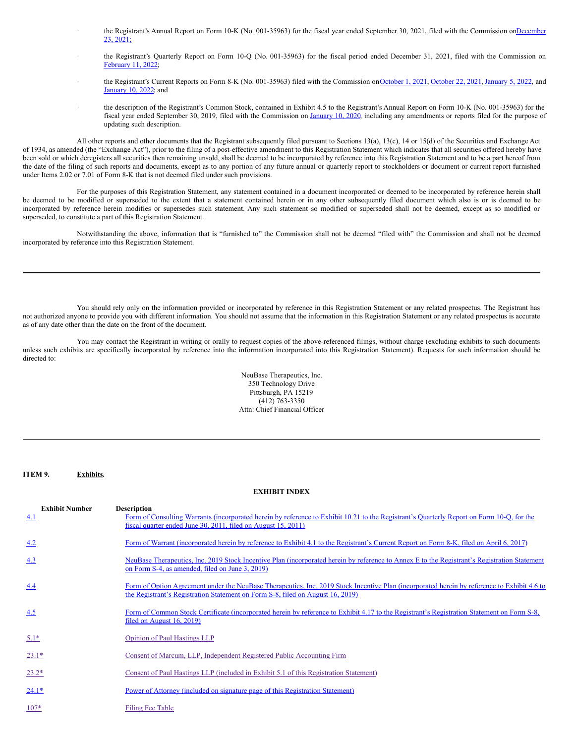- the Registrant's Annual Report on Form 10-K (No. 001-35963) for the fiscal year ended September 30, 2021, filed with the Commission on December 23, 2021;

- the Registrant's Quarterly Report on Form 10-Q (No. 001-35963) for the fiscal period ended December 31, 2021, filed with the Commission on February 11, 2022;

- the Registrant's Current Reports on Form 8-K (No. 001-35963) filed with the Commission on October 1, 2021, October 22, 2021, January 5, 2022, and January 10, 2022; and

- the description of the Registrant's Common Stock, contained in Exhibit 4.5 to the Registrant's Annual Report on Form 10-K (No. 001-35963) for the fiscal year ended September 30, 2019, filed with the Commission on January 10, 2020, including any amendments or reports filed for the purpose of updating such description.

All other reports and other documents that the Registrant subsequently filed pursuant to Sections 13(a), 13(c), 14 or 15(d) of the Securities and Exchange Act of 1934, as amended (the "Exchange Act"), prior to the filing of a post-effective amendment to this Registration Statement which indicates that all securities offered hereby have been sold or which deregisters all securities then remaining unsold, shall be deemed to be incorporated by reference into this Registration Statement and to be a part hereof from the date of the filing of such reports and documents, except as to any portion of any future annual or quarterly report to stockholders or document or current report furnished under Items 2.02 or 7.01 of Form 8-K that is not deemed filed under such provisions.

For the purposes of this Registration Statement, any statement contained in a document incorporated or deemed to be incorporated by reference herein shall be deemed to be modified or superseded to the extent that a statement contained herein or in any other subsequently filed document which also is or is deemed to be incorporated by reference herein modifies or supersedes such statement. Any such statement so modified or superseded shall not be deemed, except as so modified or superseded, to constitute a part of this Registration Statement.

Notwithstanding the above, information that is "furnished to" the Commission shall not be deemed "filed with" the Commission and shall not be deemed incorporated by reference into this Registration Statement.

---

You should rely only on the information provided or incorporated by reference in this Registration Statement or any related prospectus. The Registrant has not authorized anyone to provide you with different information. You should not assume that the information in this Registration Statement or any related prospectus is accurate as of any date other than the date on the front of the document.

You may contact the Registrant in writing or orally to request copies of the above-referenced filings, without charge (excluding exhibits to such documents unless such exhibits are specifically incorporated by reference into the information incorporated into this Registration Statement). Requests for such information should be directed to:

NeuBase Therapeutics, Inc.
350 Technology Drive
Pittsburgh, PA 15219
(412) 763-3350
Attn: Chief Financial Officer

---

**ITEM 9. Exhibits.**

**EXHIBIT INDEX**

| Exhibit Number | Description |
|---|---|
| 4.1 | Form of Consulting Warrants (incorporated herein by reference to Exhibit 10.21 to the Registrant's Quarterly Report on Form 10-Q, for the fiscal quarter ended June 30, 2011, filed on August 15, 2011) |
| 4.2 | Form of Warrant (incorporated herein by reference to Exhibit 4.1 to the Registrant's Current Report on Form 8-K, filed on April 6, 2017) |
| 4.3 | NeuBase Therapeutics, Inc. 2019 Stock Incentive Plan (incorporated herein by reference to Annex E to the Registrant's Registration Statement on Form S-4, as amended, filed on June 3, 2019) |
| 4.4 | Form of Option Agreement under the NeuBase Therapeutics, Inc. 2019 Stock Incentive Plan (incorporated herein by reference to Exhibit 4.6 to the Registrant's Registration Statement on Form S-8, filed on August 16, 2019) |
| 4.5 | Form of Common Stock Certificate (incorporated herein by reference to Exhibit 4.17 to the Registrant's Registration Statement on Form S-8, filed on August 16, 2019) |
| 5.1* | Opinion of Paul Hastings LLP |
| 23.1* | Consent of Marcum, LLP, Independent Registered Public Accounting Firm |
| 23.2* | Consent of Paul Hastings LLP (included in Exhibit 5.1 of this Registration Statement) |
| 24.1* | Power of Attorney (included on signature page of this Registration Statement) |
| 107* | Filing Fee Table |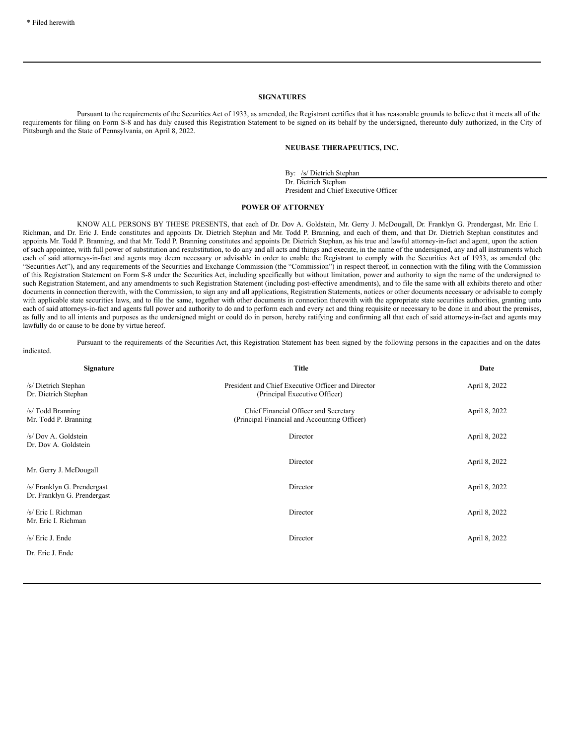* Filed herewith

## SIGNATURES

Pursuant to the requirements of the Securities Act of 1933, as amended, the Registrant certifies that it has reasonable grounds to believe that it meets all of the requirements for filing on Form S-8 and has duly caused this Registration Statement to be signed on its behalf by the undersigned, thereunto duly authorized, in the City of Pittsburgh and the State of Pennsylvania, on April 8, 2022.

**NEUBASE THERAPEUTICS, INC.**

By: /s/ Dietrich Stephan
Dr. Dietrich Stephan
President and Chief Executive Officer

## POWER OF ATTORNEY

KNOW ALL PERSONS BY THESE PRESENTS, that each of Dr. Dov A. Goldstein, Mr. Gerry J. McDougall, Dr. Franklyn G. Prendergast, Mr. Eric I. Richman, and Dr. Eric J. Ende constitutes and appoints Dr. Dietrich Stephan and Mr. Todd P. Branning, and each of them, and that Dr. Dietrich Stephan constitutes and appoints Mr. Todd P. Branning, and that Mr. Todd P. Branning constitutes and appoints Dr. Dietrich Stephan, as his true and lawful attorney-in-fact and agent, upon the action of such appointee, with full power of substitution and resubstitution, to do any and all acts and things and execute, in the name of the undersigned, any and all instruments which each of said attorneys-in-fact and agents may deem necessary or advisable in order to enable the Registrant to comply with the Securities Act of 1933, as amended (the "Securities Act"), and any requirements of the Securities and Exchange Commission (the "Commission") in respect thereof, in connection with the filing with the Commission of this Registration Statement on Form S-8 under the Securities Act, including specifically but without limitation, power and authority to sign the name of the undersigned to such Registration Statement, and any amendments to such Registration Statement (including post-effective amendments), and to file the same with all exhibits thereto and other documents in connection therewith, with the Commission, to sign any and all applications, Registration Statements, notices or other documents necessary or advisable to comply with applicable state securities laws, and to file the same, together with other documents in connection therewith with the appropriate state securities authorities, granting unto each of said attorneys-in-fact and agents full power and authority to do and to perform each and every act and thing requisite or necessary to be done in and about the premises, as fully and to all intents and purposes as the undersigned might or could do in person, hereby ratifying and confirming all that each of said attorneys-in-fact and agents may lawfully do or cause to be done by virtue hereof.

Pursuant to the requirements of the Securities Act, this Registration Statement has been signed by the following persons in the capacities and on the dates indicated.

| Signature | Title | Date |
|---|---|---|
| /s/ Dietrich Stephan<br>Dr. Dietrich Stephan | President and Chief Executive Officer and Director<br>(Principal Executive Officer) | April 8, 2022 |
| /s/ Todd Branning<br>Mr. Todd P. Branning | Chief Financial Officer and Secretary<br>(Principal Financial and Accounting Officer) | April 8, 2022 |
| /s/ Dov A. Goldstein<br>Dr. Dov A. Goldstein | Director | April 8, 2022 |
| Mr. Gerry J. McDougall | Director | April 8, 2022 |
| /s/ Franklyn G. Prendergast<br>Dr. Franklyn G. Prendergast | Director | April 8, 2022 |
| /s/ Eric I. Richman<br>Mr. Eric I. Richman | Director | April 8, 2022 |
| /s/ Eric J. Ende<br>Dr. Eric J. Ende | Director | April 8, 2022 |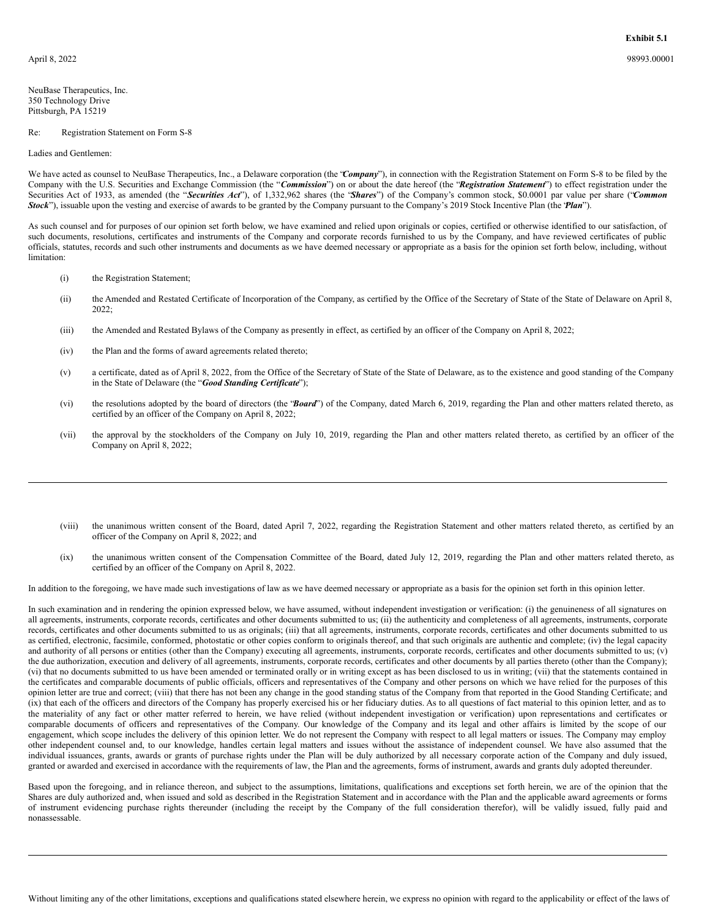**Exhibit 5.1**

April 8, 2022

98993.00001

NeuBase Therapeutics, Inc.
350 Technology Drive
Pittsburgh, PA 15219

Re: Registration Statement on Form S-8

Ladies and Gentlemen:

We have acted as counsel to NeuBase Therapeutics, Inc., a Delaware corporation (the "***Company***"), in connection with the Registration Statement on Form S-8 to be filed by the Company with the U.S. Securities and Exchange Commission (the "***Commission***") on or about the date hereof (the "***Registration Statement***") to effect registration under the Securities Act of 1933, as amended (the "***Securities Act***"), of 1,332,962 shares (the "***Shares***") of the Company's common stock, $0.0001 par value per share ("***Common Stock***"), issuable upon the vesting and exercise of awards to be granted by the Company pursuant to the Company's 2019 Stock Incentive Plan (the "***Plan***").

As such counsel and for purposes of our opinion set forth below, we have examined and relied upon originals or copies, certified or otherwise identified to our satisfaction, of such documents, resolutions, certificates and instruments of the Company and corporate records furnished to us by the Company, and have reviewed certificates of public officials, statutes, records and such other instruments and documents as we have deemed necessary or appropriate as a basis for the opinion set forth below, including, without limitation:

(i) the Registration Statement;

(ii) the Amended and Restated Certificate of Incorporation of the Company, as certified by the Office of the Secretary of State of the State of Delaware on April 8, 2022;

(iii) the Amended and Restated Bylaws of the Company as presently in effect, as certified by an officer of the Company on April 8, 2022;

(iv) the Plan and the forms of award agreements related thereto;

(v) a certificate, dated as of April 8, 2022, from the Office of the Secretary of State of the State of Delaware, as to the existence and good standing of the Company in the State of Delaware (the "***Good Standing Certificate***");

(vi) the resolutions adopted by the board of directors (the "***Board***") of the Company, dated March 6, 2019, regarding the Plan and other matters related thereto, as certified by an officer of the Company on April 8, 2022;

(vii) the approval by the stockholders of the Company on July 10, 2019, regarding the Plan and other matters related thereto, as certified by an officer of the Company on April 8, 2022;

(viii) the unanimous written consent of the Board, dated April 7, 2022, regarding the Registration Statement and other matters related thereto, as certified by an officer of the Company on April 8, 2022; and

(ix) the unanimous written consent of the Compensation Committee of the Board, dated July 12, 2019, regarding the Plan and other matters related thereto, as certified by an officer of the Company on April 8, 2022.

In addition to the foregoing, we have made such investigations of law as we have deemed necessary or appropriate as a basis for the opinion set forth in this opinion letter.

In such examination and in rendering the opinion expressed below, we have assumed, without independent investigation or verification: (i) the genuineness of all signatures on all agreements, instruments, corporate records, certificates and other documents submitted to us; (ii) the authenticity and completeness of all agreements, instruments, corporate records, certificates and other documents submitted to us as originals; (iii) that all agreements, instruments, corporate records, certificates and other documents submitted to us as certified, electronic, facsimile, conformed, photostatic or other copies conform to originals thereof, and that such originals are authentic and complete; (iv) the legal capacity and authority of all persons or entities (other than the Company) executing all agreements, instruments, corporate records, certificates and other documents submitted to us; (v) the due authorization, execution and delivery of all agreements, instruments, corporate records, certificates and other documents by all parties thereto (other than the Company); (vi) that no documents submitted to us have been amended or terminated orally or in writing except as has been disclosed to us in writing; (vii) that the statements contained in the certificates and comparable documents of public officials, officers and representatives of the Company and other persons on which we have relied for the purposes of this opinion letter are true and correct; (viii) that there has not been any change in the good standing status of the Company from that reported in the Good Standing Certificate; and (ix) that each of the officers and directors of the Company has properly exercised his or her fiduciary duties. As to all questions of fact material to this opinion letter, and as to the materiality of any fact or other matter referred to herein, we have relied (without independent investigation or verification) upon representations and certificates or comparable documents of officers and representatives of the Company. Our knowledge of the Company and its legal and other affairs is limited by the scope of our engagement, which scope includes the delivery of this opinion letter. We do not represent the Company with respect to all legal matters or issues. The Company may employ other independent counsel and, to our knowledge, handles certain legal matters and issues without the assistance of independent counsel. We have also assumed that the individual issuances, grants, awards or grants of purchase rights under the Plan will be duly authorized by all necessary corporate action of the Company and duly issued, granted or awarded and exercised in accordance with the requirements of law, the Plan and the agreements, forms of instrument, awards and grants duly adopted thereunder.

Based upon the foregoing, and in reliance thereon, and subject to the assumptions, limitations, qualifications and exceptions set forth herein, we are of the opinion that the Shares are duly authorized and, when issued and sold as described in the Registration Statement and in accordance with the Plan and the applicable award agreements or forms of instrument evidencing purchase rights thereunder (including the receipt by the Company of the full consideration therefor), will be validly issued, fully paid and nonassessable.

Without limiting any of the other limitations, exceptions and qualifications stated elsewhere herein, we express no opinion with regard to the applicability or effect of the laws of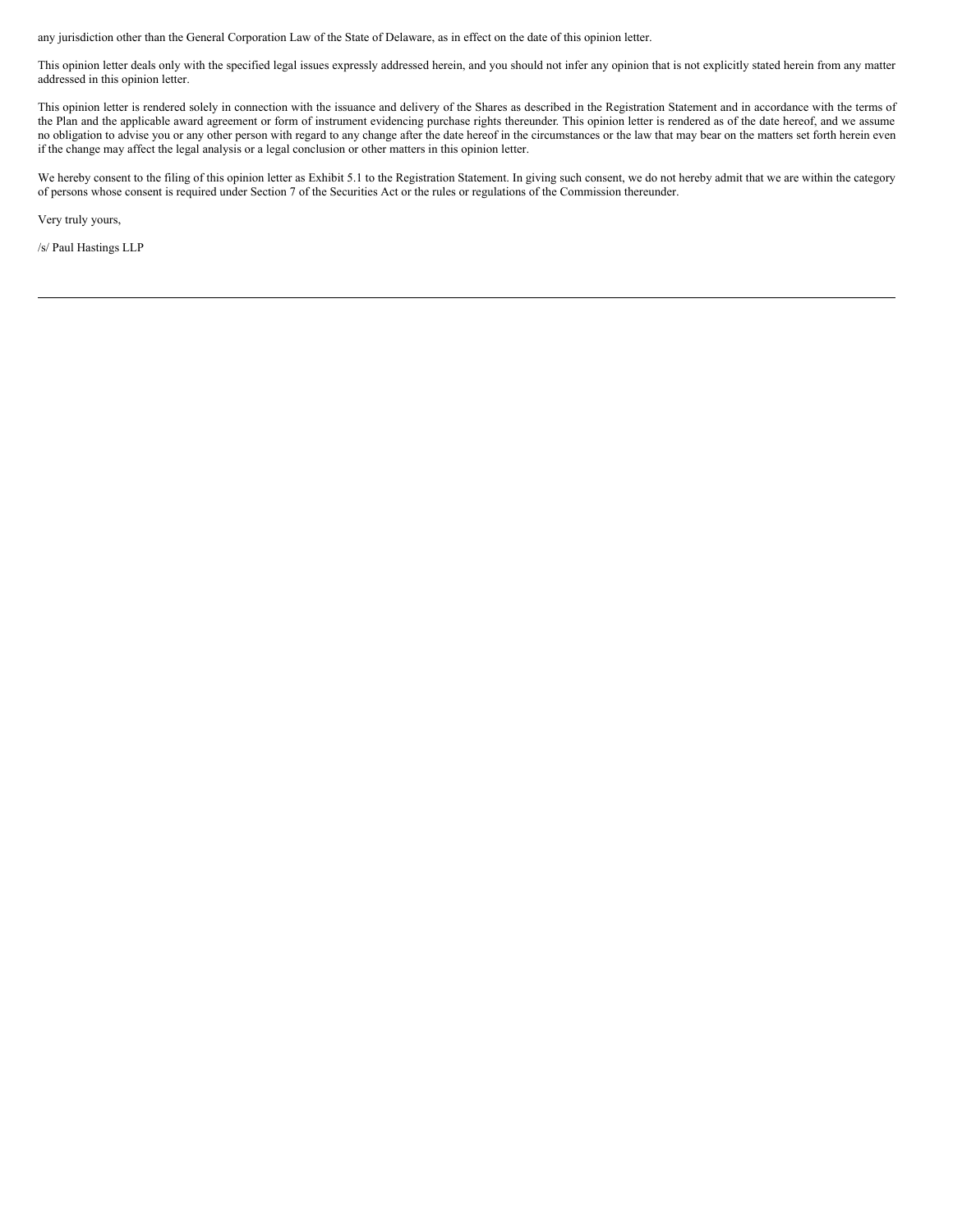any jurisdiction other than the General Corporation Law of the State of Delaware, as in effect on the date of this opinion letter.

This opinion letter deals only with the specified legal issues expressly addressed herein, and you should not infer any opinion that is not explicitly stated herein from any matter addressed in this opinion letter.

This opinion letter is rendered solely in connection with the issuance and delivery of the Shares as described in the Registration Statement and in accordance with the terms of the Plan and the applicable award agreement or form of instrument evidencing purchase rights thereunder. This opinion letter is rendered as of the date hereof, and we assume no obligation to advise you or any other person with regard to any change after the date hereof in the circumstances or the law that may bear on the matters set forth herein even if the change may affect the legal analysis or a legal conclusion or other matters in this opinion letter.

We hereby consent to the filing of this opinion letter as Exhibit 5.1 to the Registration Statement. In giving such consent, we do not hereby admit that we are within the category of persons whose consent is required under Section 7 of the Securities Act or the rules or regulations of the Commission thereunder.

Very truly yours,

/s/ Paul Hastings LLP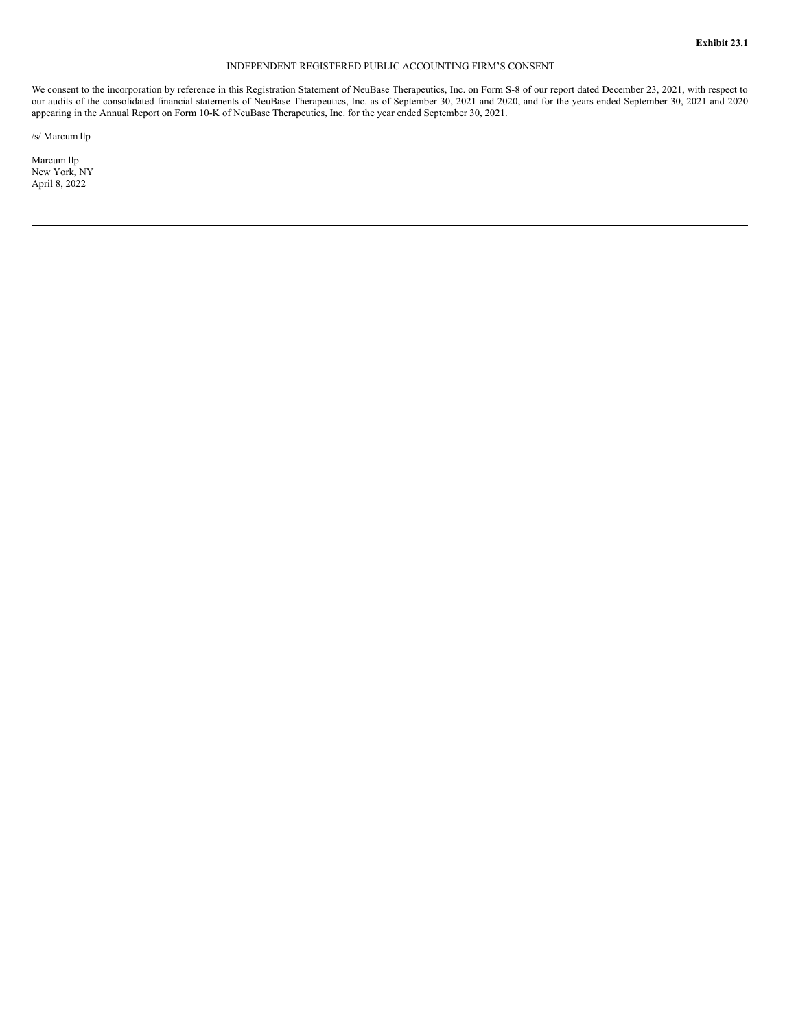**Exhibit 23.1**

INDEPENDENT REGISTERED PUBLIC ACCOUNTING FIRM'S CONSENT

We consent to the incorporation by reference in this Registration Statement of NeuBase Therapeutics, Inc. on Form S-8 of our report dated December 23, 2021, with respect to our audits of the consolidated financial statements of NeuBase Therapeutics, Inc. as of September 30, 2021 and 2020, and for the years ended September 30, 2021 and 2020 appearing in the Annual Report on Form 10-K of NeuBase Therapeutics, Inc. for the year ended September 30, 2021.

/s/ Marcum llp

Marcum llp
New York, NY
April 8, 2022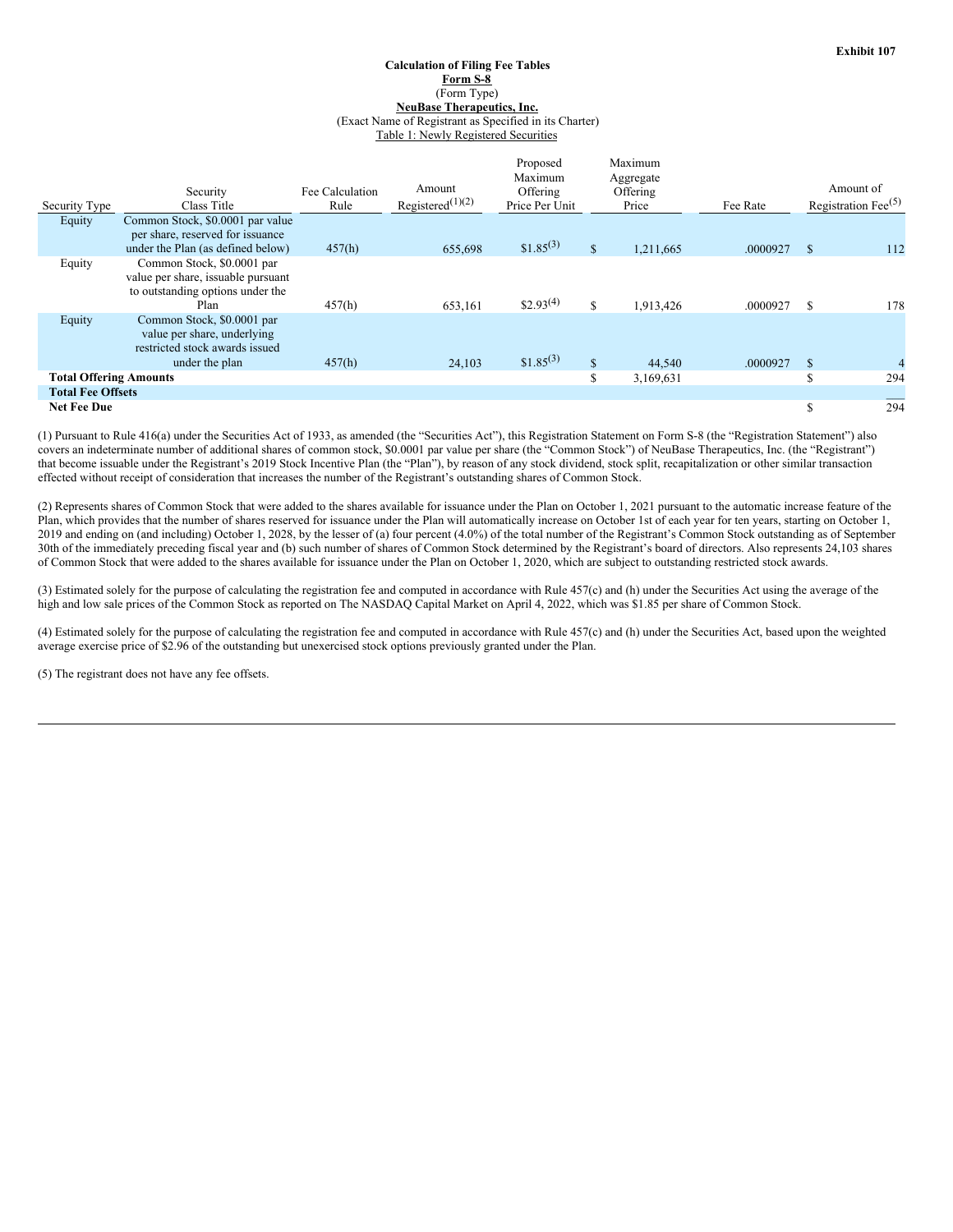**Exhibit 107**

**Calculation of Filing Fee Tables**

**Form S-8**

(Form Type)

**NeuBase Therapeutics, Inc.**

(Exact Name of Registrant as Specified in its Charter)

Table 1: Newly Registered Securities

| Security Type | Security Class Title | Fee Calculation Rule | Amount Registered(1)(2) | Proposed Maximum Offering Price Per Unit | Maximum Aggregate Offering Price | Fee Rate | Amount of Registration Fee(5) |
|---|---|---|---|---|---|---|---|
| Equity | Common Stock, $0.0001 par value per share, reserved for issuance under the Plan (as defined below) | 457(h) | 655,698 | $1.85(3) | $ 1,211,665 | .0000927 | $ 112 |
| Equity | Common Stock, $0.0001 par value per share, issuable pursuant to outstanding options under the Plan | 457(h) | 653,161 | $2.93(4) | $ 1,913,426 | .0000927 | $ 178 |
| Equity | Common Stock, $0.0001 par value per share, underlying restricted stock awards issued under the plan | 457(h) | 24,103 | $1.85(3) | $ 44,540 | .0000927 | $ 4 |
| **Total Offering Amounts** | | | | | $ 3,169,631 | | $ 294 |
| **Total Fee Offsets** | | | | | | | — |
| **Net Fee Due** | | | | | | | $ 294 |

(1) Pursuant to Rule 416(a) under the Securities Act of 1933, as amended (the "Securities Act"), this Registration Statement on Form S-8 (the "Registration Statement") also covers an indeterminate number of additional shares of common stock, $0.0001 par value per share (the "Common Stock") of NeuBase Therapeutics, Inc. (the "Registrant") that become issuable under the Registrant's 2019 Stock Incentive Plan (the "Plan"), by reason of any stock dividend, stock split, recapitalization or other similar transaction effected without receipt of consideration that increases the number of the Registrant's outstanding shares of Common Stock.

(2) Represents shares of Common Stock that were added to the shares available for issuance under the Plan on October 1, 2021 pursuant to the automatic increase feature of the Plan, which provides that the number of shares reserved for issuance under the Plan will automatically increase on October 1st of each year for ten years, starting on October 1, 2019 and ending on (and including) October 1, 2028, by the lesser of (a) four percent (4.0%) of the total number of the Registrant's Common Stock outstanding as of September 30th of the immediately preceding fiscal year and (b) such number of shares of Common Stock determined by the Registrant's board of directors. Also represents 24,103 shares of Common Stock that were added to the shares available for issuance under the Plan on October 1, 2020, which are subject to outstanding restricted stock awards.

(3) Estimated solely for the purpose of calculating the registration fee and computed in accordance with Rule 457(c) and (h) under the Securities Act using the average of the high and low sale prices of the Common Stock as reported on The NASDAQ Capital Market on April 4, 2022, which was $1.85 per share of Common Stock.

(4) Estimated solely for the purpose of calculating the registration fee and computed in accordance with Rule 457(c) and (h) under the Securities Act, based upon the weighted average exercise price of $2.96 of the outstanding but unexercised stock options previously granted under the Plan.

(5) The registrant does not have any fee offsets.